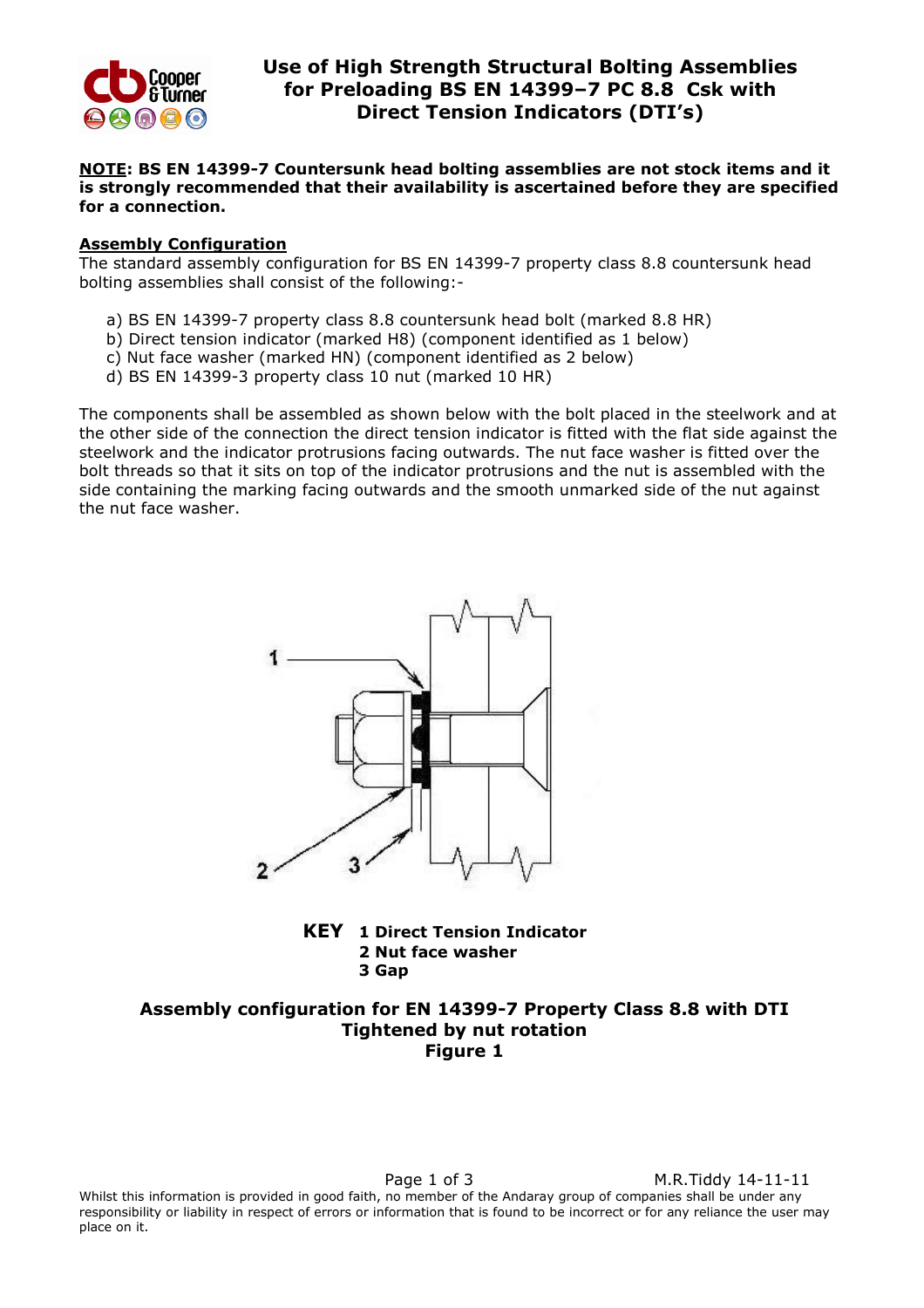# Use of High Strength Structural Bolting Assemblies for Preloading BS EN 14399–7 PC 8.8 Csk with Direct Tension Indicators (DTI's)

**<u>NOTE</u>: BS EN 14399-7 Countersunk head bolting assemblies are not stock items and it is strongly recommended that their availability is ascertained before they are specified for a connection.**

## Assembly Configuration

The standard assembly configuration for BS EN 14399-7 property class 8.8 countersunk head bolting assemblies shall consist of the following:-

a) BS EN 14399-7 property class 8.8 countersunk head bolt (marked 8.8 HR)
b) Direct tension indicator (marked H8) (component identified as 1 below)
c) Nut face washer (marked HN) (component identified as 2 below)
d) BS EN 14399-3 property class 10 nut (marked 10 HR)

The components shall be assembled as shown below with the bolt placed in the steelwork and at the other side of the connection the direct tension indicator is fitted with the flat side against the steelwork and the indicator protrusions facing outwards. The nut face washer is fitted over the bolt threads so that it sits on top of the indicator protrusions and the nut is assembled with the side containing the marking facing outwards and the smooth unmarked side of the nut against the nut face washer.

**KEY**
**1 Direct Tension Indicator**
**2 Nut face washer**
**3 Gap**

**Assembly configuration for EN 14399-7 Property Class 8.8 with DTI**
**Tightened by nut rotation**
**Figure 1**

Whilst this information is provided in good faith, no member of the Andaray group of companies shall be under any responsibility or liability in respect of errors or information that is found to be incorrect or for any reliance the user may place on it.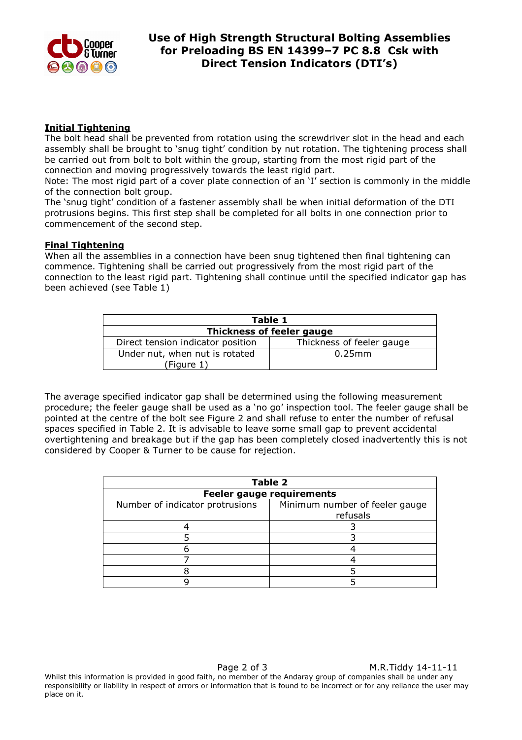**Initial Tightening**

The bolt head shall be prevented from rotation using the screwdriver slot in the head and each assembly shall be brought to 'snug tight' condition by nut rotation. The tightening process shall be carried out from bolt to bolt within the group, starting from the most rigid part of the connection and moving progressively towards the least rigid part.

Note: The most rigid part of a cover plate connection of an 'I' section is commonly in the middle of the connection bolt group.

The 'snug tight' condition of a fastener assembly shall be when initial deformation of the DTI protrusions begins. This first step shall be completed for all bolts in one connection prior to commencement of the second step.

**Final Tightening**

When all the assemblies in a connection have been snug tightened then final tightening can commence. Tightening shall be carried out progressively from the most rigid part of the connection to the least rigid part. Tightening shall continue until the specified indicator gap has been achieved (see Table 1)

| **Table 1** | |
|---|---|
| **Thickness of feeler gauge** | |
| Direct tension indicator position | Thickness of feeler gauge |
| Under nut, when nut is rotated (Figure 1) | 0.25mm |

The average specified indicator gap shall be determined using the following measurement procedure; the feeler gauge shall be used as a 'no go' inspection tool. The feeler gauge shall be pointed at the centre of the bolt see Figure 2 and shall refuse to enter the number of refusal spaces specified in Table 2. It is advisable to leave some small gap to prevent accidental overtightening and breakage but if the gap has been completely closed inadvertently this is not considered by Cooper & Turner to be cause for rejection.

| **Table 2** | |
|---|---|
| **Feeler gauge requirements** | |
| Number of indicator protrusions | Minimum number of feeler gauge refusals |
| 4 | 3 |
| 5 | 3 |
| 6 | 4 |
| 7 | 4 |
| 8 | 5 |
| 9 | 5 |

M.R.Tiddy 14-11-11

Whilst this information is provided in good faith, no member of the Andaray group of companies shall be under any responsibility or liability in respect of errors or information that is found to be incorrect or for any reliance the user may place on it.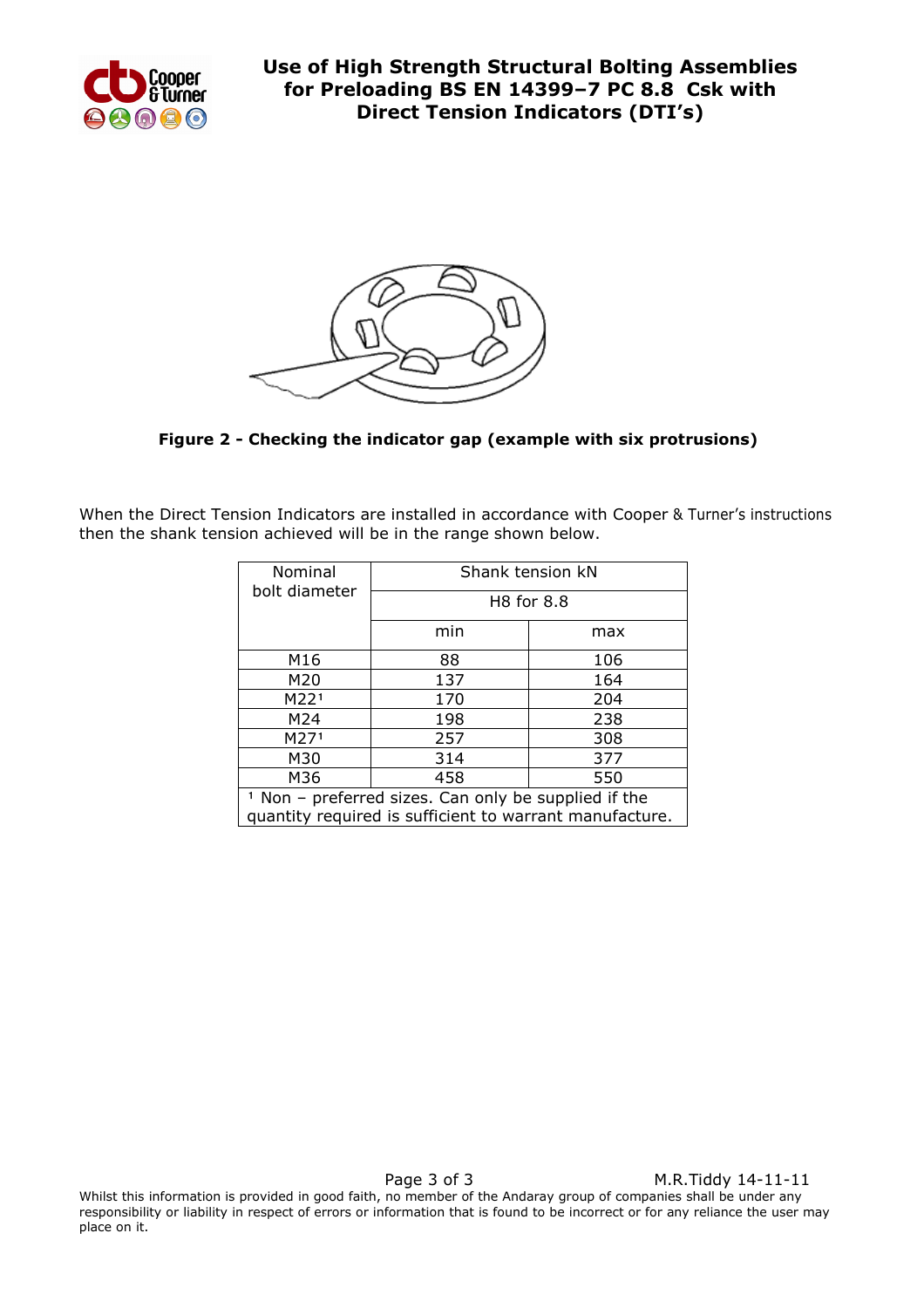**Figure 2 - Checking the indicator gap (example with six protrusions)**

When the Direct Tension Indicators are installed in accordance with Cooper & Turner's instructions then the shank tension achieved will be in the range shown below.

| Nominal bolt diameter | Shank tension kN | |
|---|---|---|
| | H8 for 8.8 | |
| | min | max |
| M16 | 88 | 106 |
| M20 | 137 | 164 |
| M22[1] | 170 | 204 |
| M24 | 198 | 238 |
| M27[1] | 257 | 308 |
| M30 | 314 | 377 |
| M36 | 458 | 550 |

[1] Non – preferred sizes. Can only be supplied if the quantity required is sufficient to warrant manufacture.

M.R.Tiddy 14-11-11

Whilst this information is provided in good faith, no member of the Andaray group of companies shall be under any responsibility or liability in respect of errors or information that is found to be incorrect or for any reliance the user may place on it.